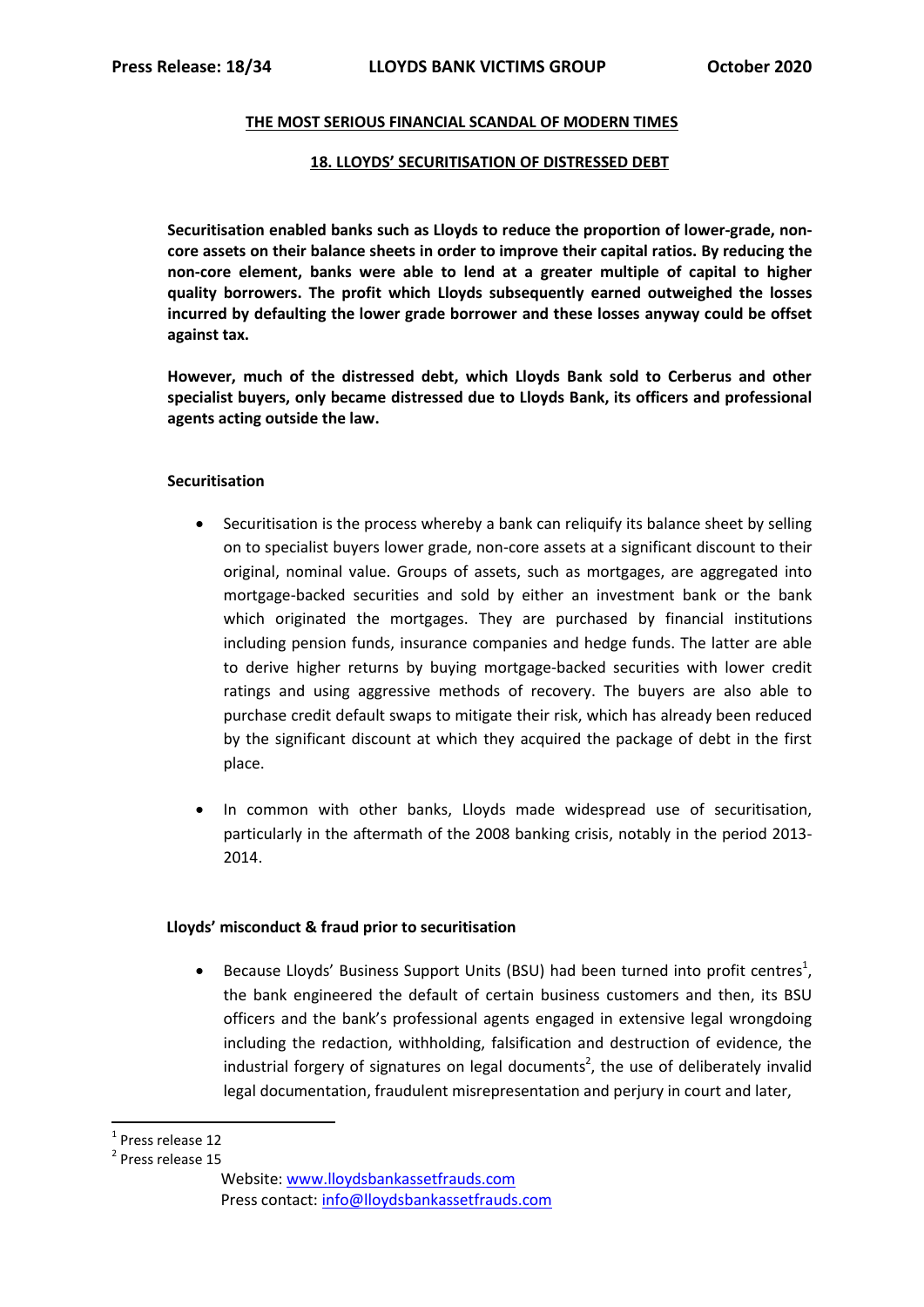Press Release: 18/34 **LLOYDS BANK VICTIMS GROUP** October 2020

## THE MOST SERIOUS FINANCIAL SCANDAL OF MODERN TIMES

### 18. LLOYDS' SECURITISATION OF DISTRESSED DEBT

**Securitisation enabled banks such as Lloyds to reduce the proportion of lower-grade, non-core assets on their balance sheets in order to improve their capital ratios. By reducing the non-core element, banks were able to lend at a greater multiple of capital to higher quality borrowers. The profit which Lloyds subsequently earned outweighed the losses incurred by defaulting the lower grade borrower and these losses anyway could be offset against tax.**

**However, much of the distressed debt, which Lloyds Bank sold to Cerberus and other specialist buyers, only became distressed due to Lloyds Bank, its officers and professional agents acting outside the law.**

**Securitisation**

- Securitisation is the process whereby a bank can reliquify its balance sheet by selling on to specialist buyers lower grade, non-core assets at a significant discount to their original, nominal value. Groups of assets, such as mortgages, are aggregated into mortgage-backed securities and sold by either an investment bank or the bank which originated the mortgages. They are purchased by financial institutions including pension funds, insurance companies and hedge funds. The latter are able to derive higher returns by buying mortgage-backed securities with lower credit ratings and using aggressive methods of recovery. The buyers are also able to purchase credit default swaps to mitigate their risk, which has already been reduced by the significant discount at which they acquired the package of debt in the first place.

- In common with other banks, Lloyds made widespread use of securitisation, particularly in the aftermath of the 2008 banking crisis, notably in the period 2013-2014.

**Lloyds' misconduct & fraud prior to securitisation**

- Because Lloyds' Business Support Units (BSU) had been turned into profit centres[1], the bank engineered the default of certain business customers and then, its BSU officers and the bank's professional agents engaged in extensive legal wrongdoing including the redaction, withholding, falsification and destruction of evidence, the industrial forgery of signatures on legal documents[2], the use of deliberately invalid legal documentation, fraudulent misrepresentation and perjury in court and later,

[1] Press release 12

[2] Press release 15

Website: www.lloydsbankassetfrauds.com
Press contact: info@lloydsbankassetfrauds.com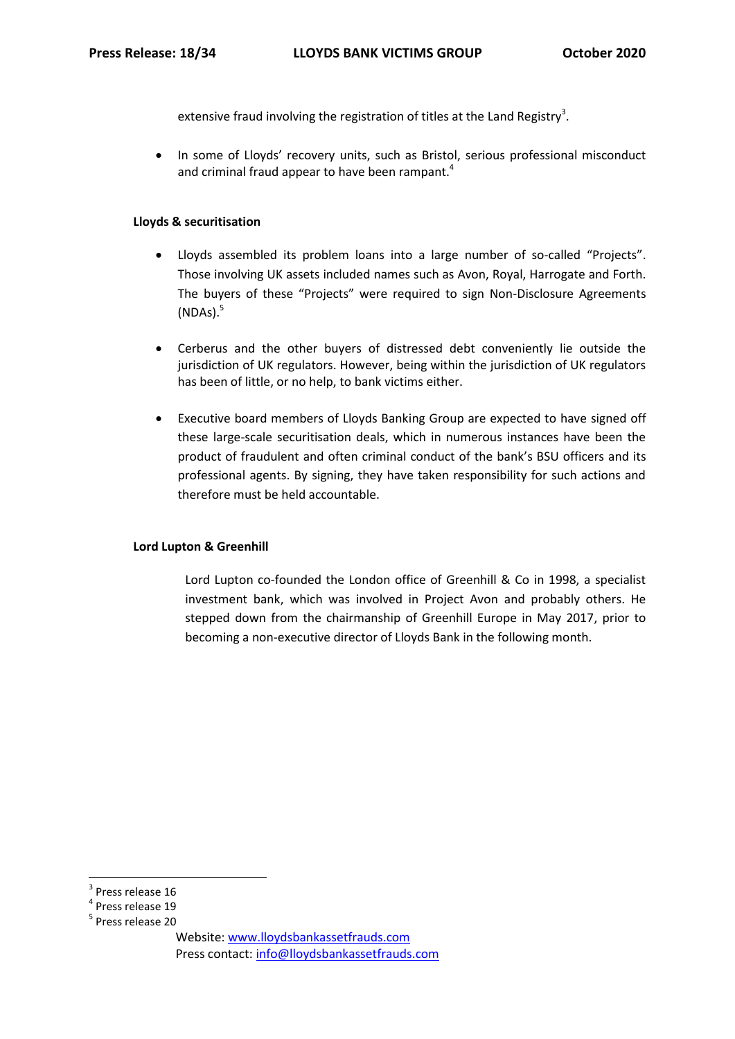extensive fraud involving the registration of titles at the Land Registry[3].

- In some of Lloyds' recovery units, such as Bristol, serious professional misconduct and criminal fraud appear to have been rampant.[4]

**Lloyds & securitisation**

- Lloyds assembled its problem loans into a large number of so-called "Projects". Those involving UK assets included names such as Avon, Royal, Harrogate and Forth. The buyers of these "Projects" were required to sign Non-Disclosure Agreements (NDAs).[5]

- Cerberus and the other buyers of distressed debt conveniently lie outside the jurisdiction of UK regulators. However, being within the jurisdiction of UK regulators has been of little, or no help, to bank victims either.

- Executive board members of Lloyds Banking Group are expected to have signed off these large-scale securitisation deals, which in numerous instances have been the product of fraudulent and often criminal conduct of the bank's BSU officers and its professional agents. By signing, they have taken responsibility for such actions and therefore must be held accountable.

**Lord Lupton & Greenhill**

Lord Lupton co-founded the London office of Greenhill & Co in 1998, a specialist investment bank, which was involved in Project Avon and probably others. He stepped down from the chairmanship of Greenhill Europe in May 2017, prior to becoming a non-executive director of Lloyds Bank in the following month.

[3] Press release 16
[4] Press release 19
[5] Press release 20

Website: www.lloydsbankassetfrauds.com
Press contact: info@lloydsbankassetfrauds.com